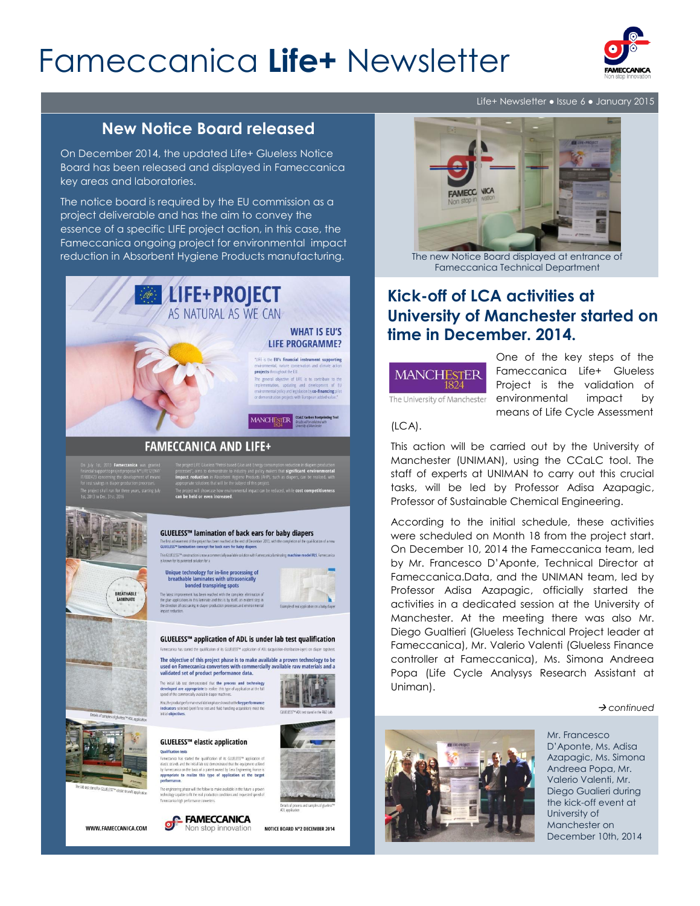# Fameccanica **Life+** Newsletter

Life+ Newsletter • Issue 6 • January 2015

## New Notice Board released

On December 2014, the updated Life+ Glueless Notice Board has been released and displayed in Fameccanica key areas and laboratories.

The notice board is required by the EU commission as a project deliverable and has the aim to convey the essence of a specific LIFE project action, in this case, the Fameccanica ongoing project for environmental impact reduction in Absorbent Hygiene Products manufacturing.

The new Notice Board displayed at entrance of Fameccanica Technical Department

## Kick-off of LCA activities at University of Manchester started on time in December. 2014.

One of the key steps of the Fameccanica Life+ Glueless Project is the validation of environmental impact by means of Life Cycle Assessment (LCA).

This action will be carried out by the University of Manchester (UNIMAN), using the CCaLC tool. The staff of experts at UNIMAN to carry out this crucial tasks, will be led by Professor Adisa Azapagic, Professor of Sustainable Chemical Engineering.

According to the initial schedule, these activities were scheduled on Month 18 from the project start. On December 10, 2014 the Fameccanica team, led by Mr. Francesco D'Aponte, Technical Director at Fameccanica.Data, and the UNIMAN team, led by Professor Adisa Azapagic, officially started the activities in a dedicated session at the University of Manchester. At the meeting there was also Mr. Diego Gualtieri (Glueless Technical Project leader at Fameccanica), Mr. Valerio Valenti (Glueless Finance controller at Fameccanica), Ms. Simona Andreea Popa (Life Cycle Analysys Research Assistant at Uniman).

*→ continued*

Mr. Francesco D'Aponte, Ms. Adisa Azapagic, Ms. Simona Andreea Popa, Mr. Valerio Valenti, Mr. Diego Gualieri during the kick-off event at University of Manchester on December 10th, 2014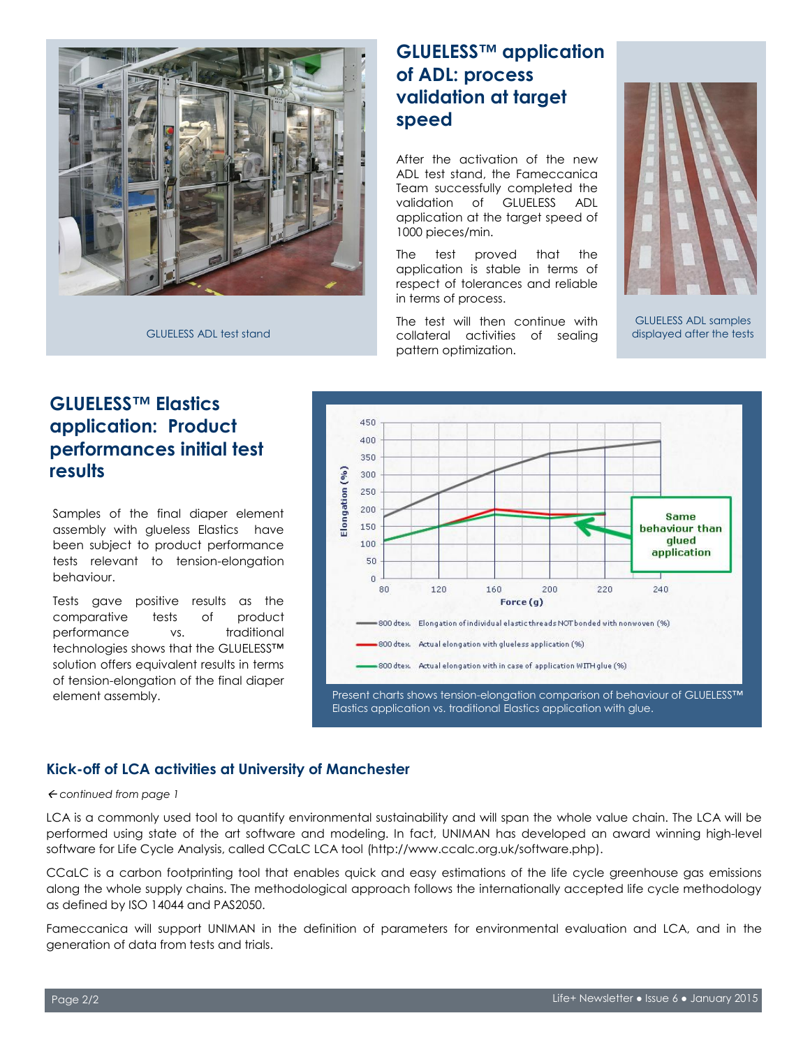GLUELESS ADL test stand

## GLUELESS™ application of ADL: process validation at target speed

After the activation of the new ADL test stand, the Fameccanica Team successfully completed the validation of GLUELESS ADL application at the target speed of 1000 pieces/min.

The test proved that the application is stable in terms of respect of tolerances and reliable in terms of process.

The test will then continue with collateral activities of sealing pattern optimization.

GLUELESS ADL samples displayed after the tests

## GLUELESS™ Elastics application: Product performances initial test results

Samples of the final diaper element assembly with glueless Elastics have been subject to product performance tests relevant to tension-elongation behaviour.

Tests gave positive results as the comparative tests of product performance vs. traditional technologies shows that the GLUELESS™ solution offers equivalent results in terms of tension-elongation of the final diaper element assembly.

Elongation (%)
450
400
350
300
250
200
150
100
50
0
80
120
160
200
220
240
Force (g)
Same behaviour than glued application
800 dtex. Elongation of individual elastic threads NOT bonded with nonwoven (%)
800 dtex. Actual elongation with glueless application (%)
800 dtex. Actual elongation with in case of application WITH glue (%)

Present charts shows tension-elongation comparison of behaviour of GLUELESS™ Elastics application vs. traditional Elastics application with glue.

### Kick-off of LCA activities at University of Manchester

*← continued from page 1*

LCA is a commonly used tool to quantify environmental sustainability and will span the whole value chain. The LCA will be performed using state of the art software and modeling. In fact, UNIMAN has developed an award winning high-level software for Life Cycle Analysis, called CCaLC LCA tool (http://www.ccalc.org.uk/software.php).

CCaLC is a carbon footprinting tool that enables quick and easy estimations of the life cycle greenhouse gas emissions along the whole supply chains. The methodological approach follows the internationally accepted life cycle methodology as defined by ISO 14044 and PAS2050.

Fameccanica will support UNIMAN in the definition of parameters for environmental evaluation and LCA, and in the generation of data from tests and trials.